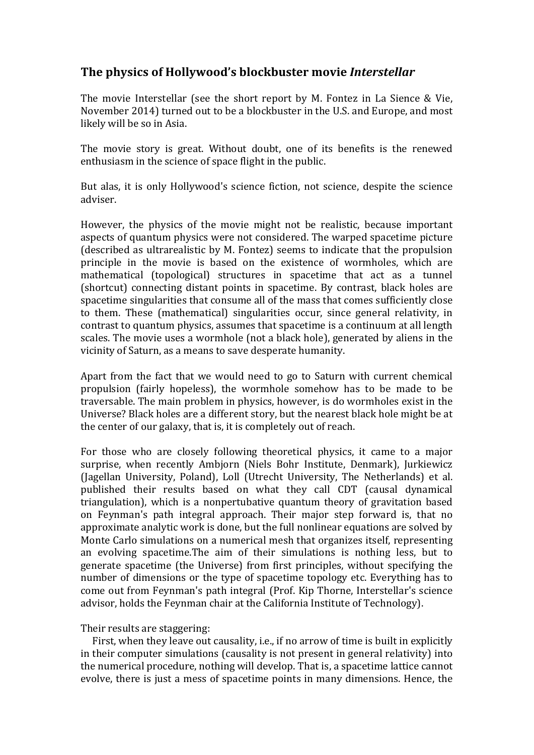## The physics of Hollywood's blockbuster movie *Interstellar*

The movie Interstellar (see the short report by M. Fontez in La Sience & Vie, November 2014) turned out to be a blockbuster in the U.S. and Europe, and most likely will be so in Asia.

The movie story is great. Without doubt, one of its benefits is the renewed enthusiasm in the science of space flight in the public.

But alas, it is only Hollywood's science fiction, not science, despite the science adviser.

However, the physics of the movie might not be realistic, because important aspects of quantum physics were not considered. The warped spacetime picture (described as ultrarealistic by M. Fontez) seems to indicate that the propulsion principle in the movie is based on the existence of wormholes, which are mathematical (topological) structures in spacetime that act as a tunnel (shortcut) connecting distant points in spacetime. By contrast, black holes are spacetime singularities that consume all of the mass that comes sufficiently close to them. These (mathematical) singularities occur, since general relativity, in contrast to quantum physics, assumes that spacetime is a continuum at all length scales. The movie uses a wormhole (not a black hole), generated by aliens in the vicinity of Saturn, as a means to save desperate humanity.

Apart from the fact that we would need to go to Saturn with current chemical propulsion (fairly hopeless), the wormhole somehow has to be made to be traversable. The main problem in physics, however, is do wormholes exist in the Universe? Black holes are a different story, but the nearest black hole might be at the center of our galaxy, that is, it is completely out of reach.

For those who are closely following theoretical physics, it came to a major surprise, when recently Ambjorn (Niels Bohr Institute, Denmark), Jurkiewicz (Jagellan University, Poland), Loll (Utrecht University, The Netherlands) et al. published their results based on what they call CDT (causal dynamical triangulation), which is a nonpertubative quantum theory of gravitation based on Feynman's path integral approach. Their major step forward is, that no approximate analytic work is done, but the full nonlinear equations are solved by Monte Carlo simulations on a numerical mesh that organizes itself, representing an evolving spacetime.The aim of their simulations is nothing less, but to generate spacetime (the Universe) from first principles, without specifying the number of dimensions or the type of spacetime topology etc. Everything has to come out from Feynman's path integral (Prof. Kip Thorne, Interstellar's science advisor, holds the Feynman chair at the California Institute of Technology).

Their results are staggering:

First, when they leave out causality, i.e., if no arrow of time is built in explicitly in their computer simulations (causality is not present in general relativity) into the numerical procedure, nothing will develop. That is, a spacetime lattice cannot evolve, there is just a mess of spacetime points in many dimensions. Hence, the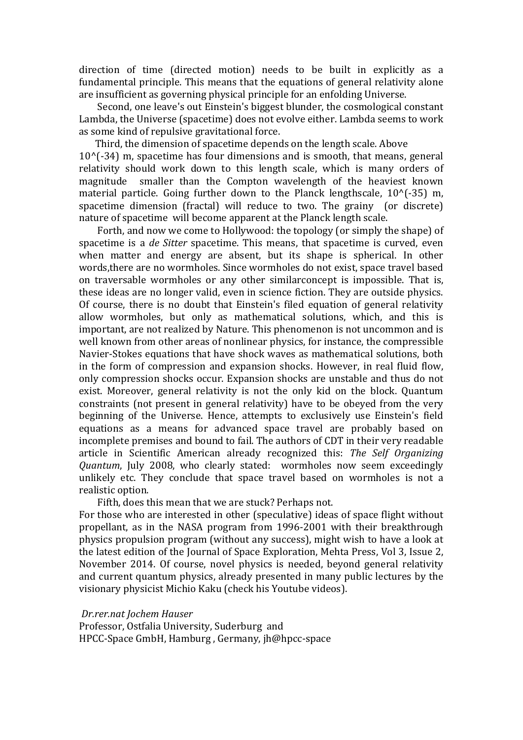direction of time (directed motion) needs to be built in explicitly as a fundamental principle. This means that the equations of general relativity alone are insufficient as governing physical principle for an enfolding Universe.

Second, one leave's out Einstein's biggest blunder, the cosmological constant Lambda, the Universe (spacetime) does not evolve either. Lambda seems to work as some kind of repulsive gravitational force.

Third, the dimension of spacetime depends on the length scale. Above $10^{(-34)}$ m, spacetime has four dimensions and is smooth, that means, general relativity should work down to this length scale, which is many orders of magnitude smaller than the Compton wavelength of the heaviest known material particle. Going further down to the Planck lengthscale, $10^{(-35)}$ m, spacetime dimension (fractal) will reduce to two. The grainy (or discrete) nature of spacetime will become apparent at the Planck length scale.

Forth, and now we come to Hollywood: the topology (or simply the shape) of spacetime is a *de Sitter* spacetime. This means, that spacetime is curved, even when matter and energy are absent, but its shape is spherical. In other words,there are no wormholes. Since wormholes do not exist, space travel based on traversable wormholes or any other similarconcept is impossible. That is, these ideas are no longer valid, even in science fiction. They are outside physics. Of course, there is no doubt that Einstein's filed equation of general relativity allow wormholes, but only as mathematical solutions, which, and this is important, are not realized by Nature. This phenomenon is not uncommon and is well known from other areas of nonlinear physics, for instance, the compressible Navier-Stokes equations that have shock waves as mathematical solutions, both in the form of compression and expansion shocks. However, in real fluid flow, only compression shocks occur. Expansion shocks are unstable and thus do not exist. Moreover, general relativity is not the only kid on the block. Quantum constraints (not present in general relativity) have to be obeyed from the very beginning of the Universe. Hence, attempts to exclusively use Einstein's field equations as a means for advanced space travel are probably based on incomplete premises and bound to fail. The authors of CDT in their very readable article in Scientific American already recognized this: *The Self Organizing Quantum*, July 2008, who clearly stated: wormholes now seem exceedingly unlikely etc. They conclude that space travel based on wormholes is not a realistic option.

Fifth, does this mean that we are stuck? Perhaps not.

For those who are interested in other (speculative) ideas of space flight without propellant, as in the NASA program from 1996-2001 with their breakthrough physics propulsion program (without any success), might wish to have a look at the latest edition of the Journal of Space Exploration, Mehta Press, Vol 3, Issue 2, November 2014. Of course, novel physics is needed, beyond general relativity and current quantum physics, already presented in many public lectures by the visionary physicist Michio Kaku (check his Youtube videos).

*Dr.rer.nat Jochem Hauser*
Professor, Ostfalia University, Suderburg and
HPCC-Space GmbH, Hamburg , Germany, jh@hpcc-space